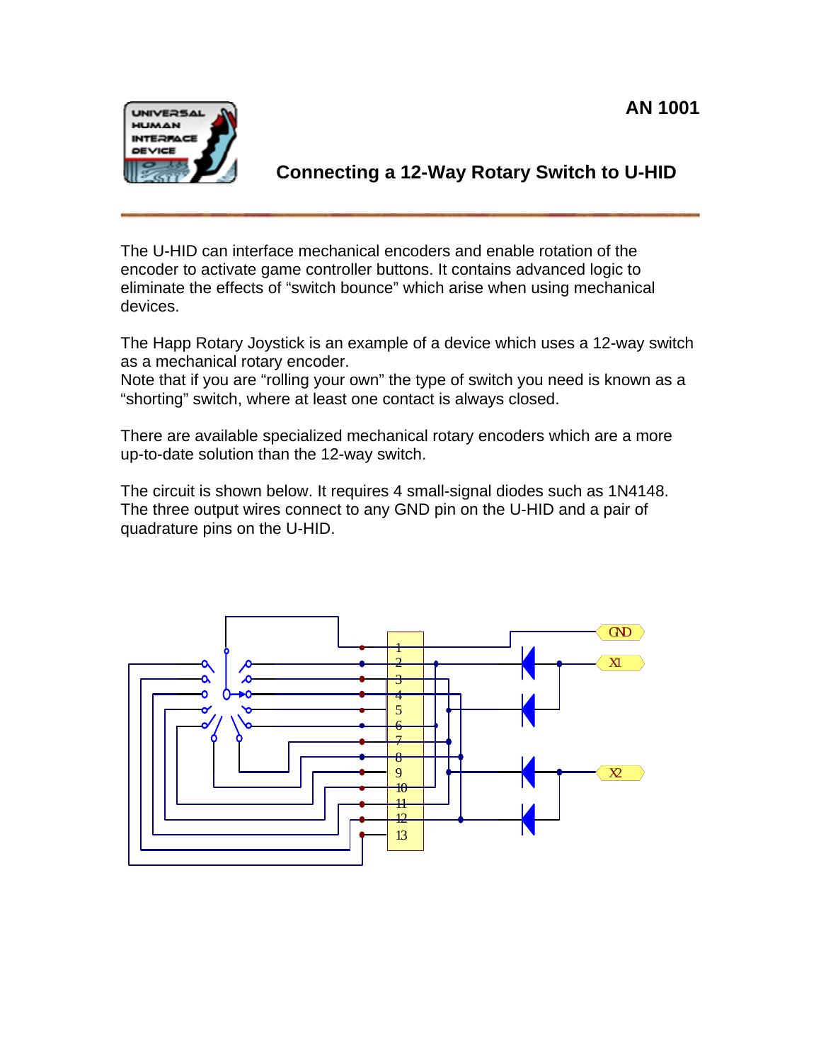AN 1001

# Connecting a 12-Way Rotary Switch to U-HID

The U-HID can interface mechanical encoders and enable rotation of the encoder to activate game controller buttons. It contains advanced logic to eliminate the effects of "switch bounce" which arise when using mechanical devices.

The Happ Rotary Joystick is an example of a device which uses a 12-way switch as a mechanical rotary encoder.
Note that if you are "rolling your own" the type of switch you need is known as a "shorting" switch, where at least one contact is always closed.

There are available specialized mechanical rotary encoders which are a more up-to-date solution than the 12-way switch.

The circuit is shown below. It requires 4 small-signal diodes such as 1N4148. The three output wires connect to any GND pin on the U-HID and a pair of quadrature pins on the U-HID.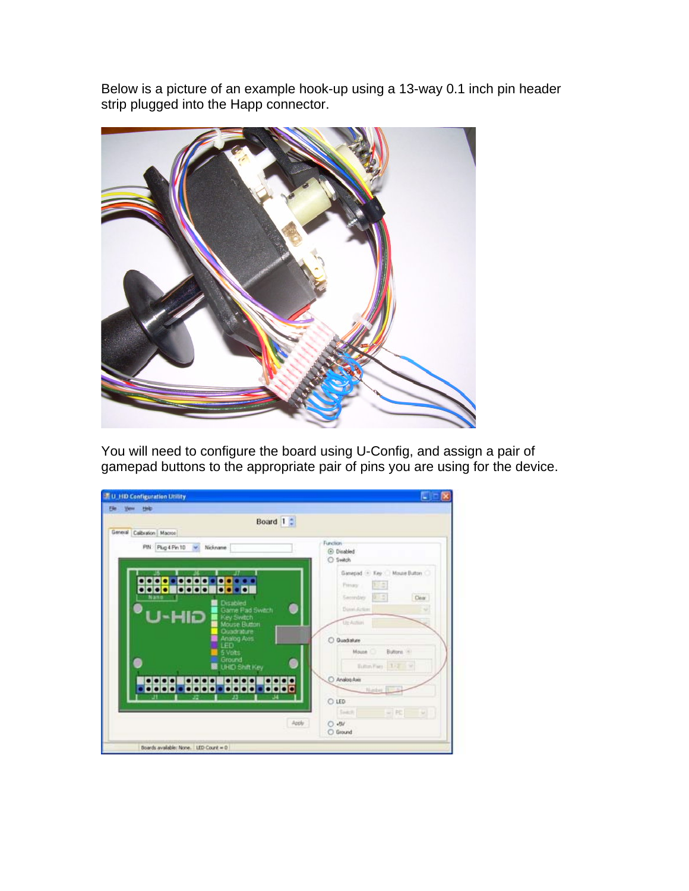Below is a picture of an example hook-up using a 13-way 0.1 inch pin header strip plugged into the Happ connector.

You will need to configure the board using U-Config, and assign a pair of gamepad buttons to the appropriate pair of pins you are using for the device.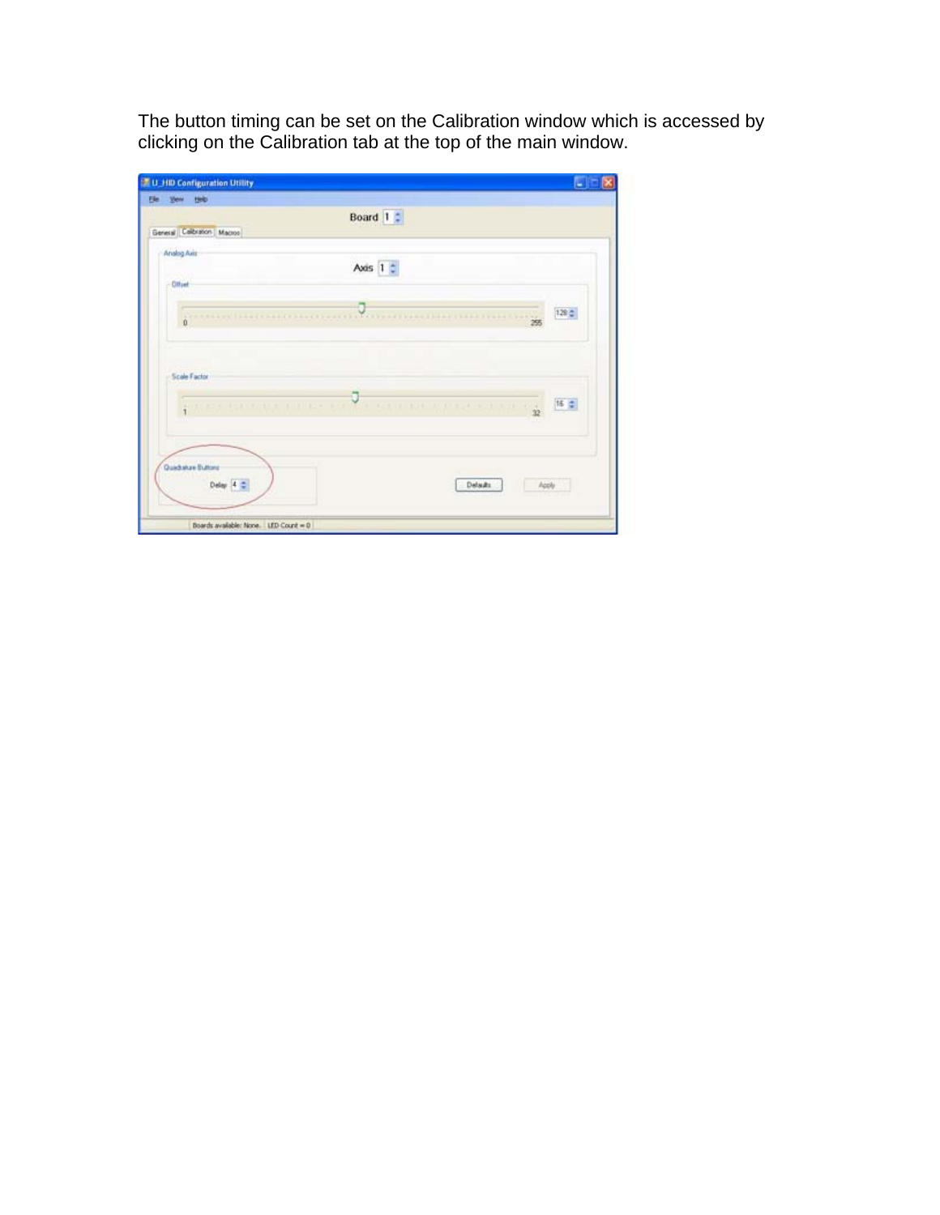The button timing can be set on the Calibration window which is accessed by clicking on the Calibration tab at the top of the main window.